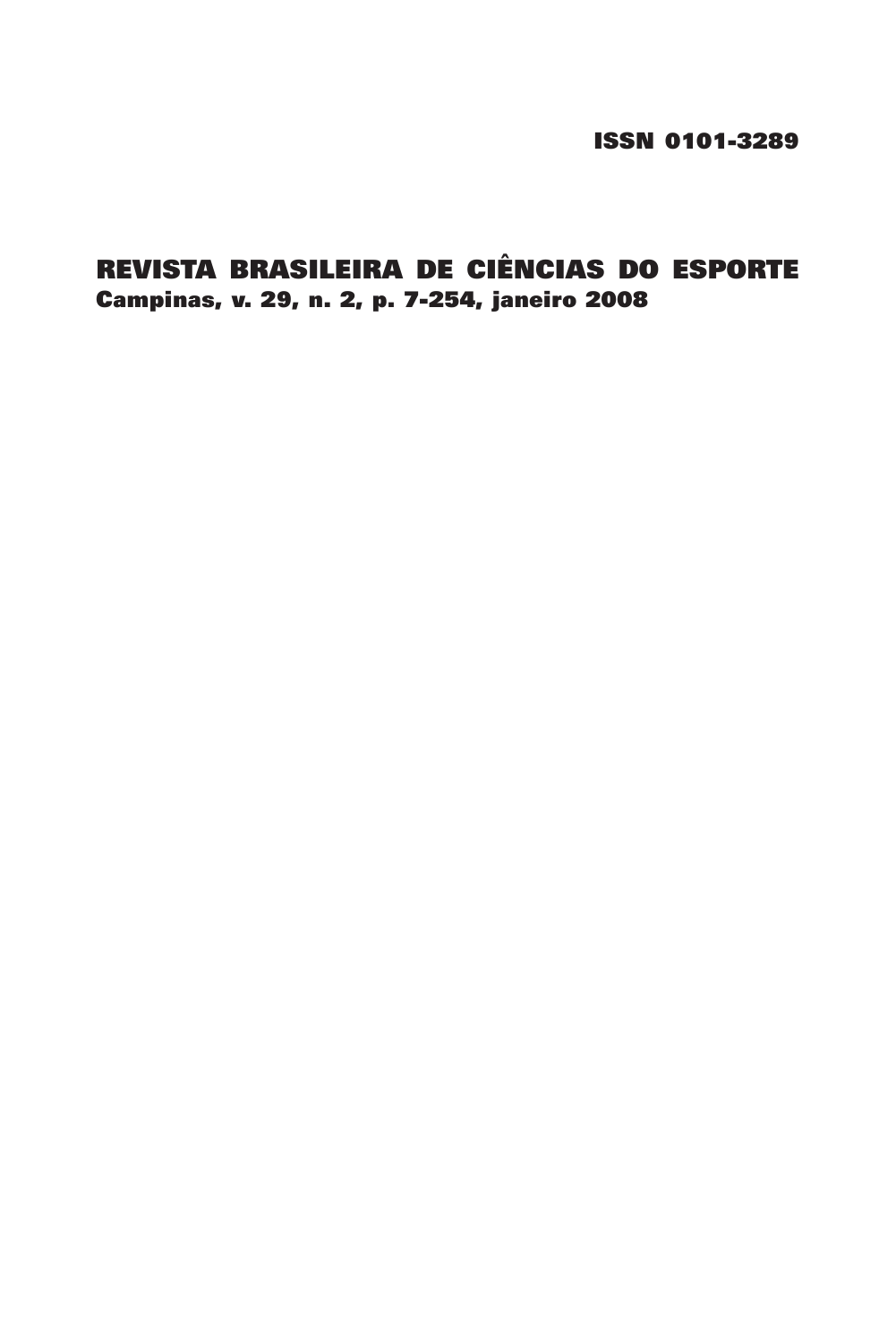ISSN 0101-3289

# REVISTA BRASILEIRA DE CIÊNCIAS DO ESPORTE

**Campinas, v. 29, n. 2, p. 7-254, janeiro 2008**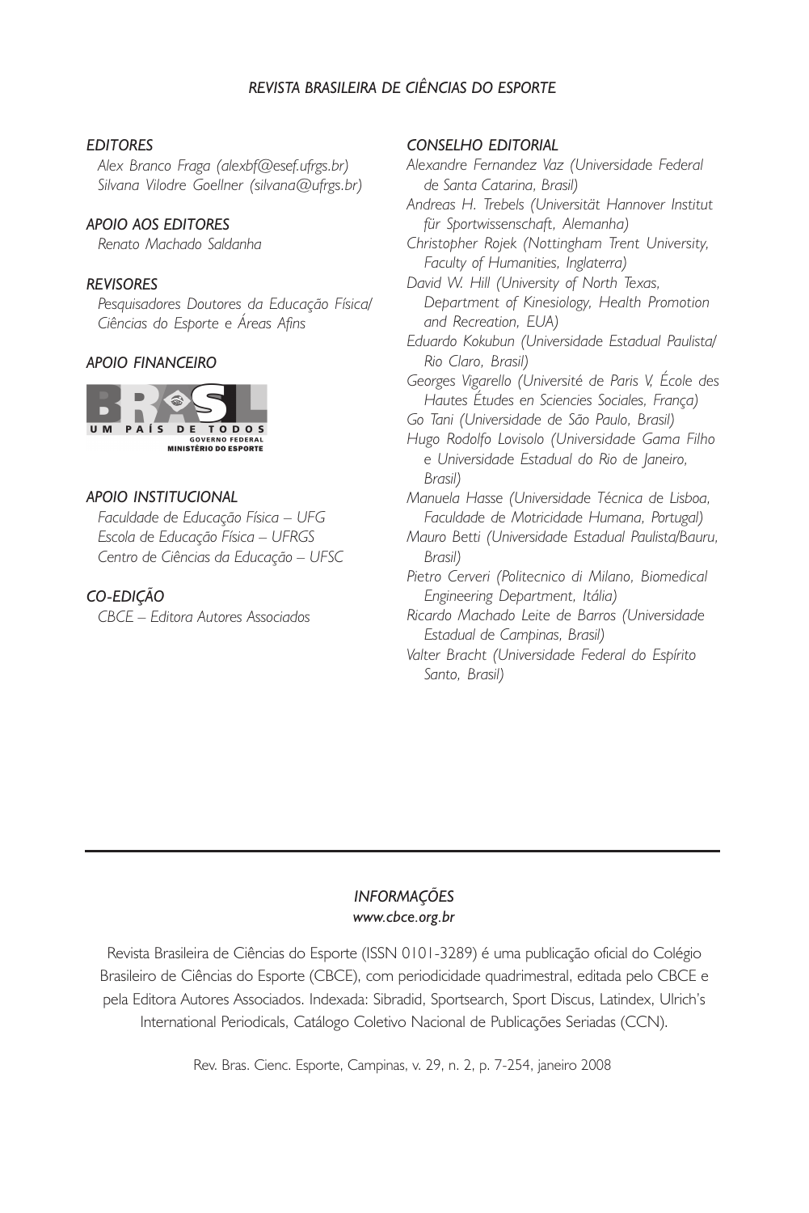*REVISTA BRASILEIRA DE CIÊNCIAS DO ESPORTE*

*EDITORES*

*Alex Branco Fraga (alexbf@esef.ufrgs.br)*
*Silvana Vilodre Goellner (silvana@ufrgs.br)*

*APOIO AOS EDITORES*

*Renato Machado Saldanha*

*REVISORES*

*Pesquisadores Doutores da Educação Física/ Ciências do Esporte e Áreas Afins*

*APOIO FINANCEIRO*

BRASIL
UM PAÍS DE TODOS
GOVERNO FEDERAL
MINISTÉRIO DO ESPORTE

*APOIO INSTITUCIONAL*

*Faculdade de Educação Física – UFG*
*Escola de Educação Física – UFRGS*
*Centro de Ciências da Educação – UFSC*

*CO-EDIÇÃO*

*CBCE – Editora Autores Associados*

*CONSELHO EDITORIAL*

*Alexandre Fernandez Vaz (Universidade Federal de Santa Catarina, Brasil)*
*Andreas H. Trebels (Universität Hannover Institut für Sportwissenschaft, Alemanha)*
*Christopher Rojek (Nottingham Trent University, Faculty of Humanities, Inglaterra)*
*David W. Hill (University of North Texas, Department of Kinesiology, Health Promotion and Recreation, EUA)*
*Eduardo Kokubun (Universidade Estadual Paulista/ Rio Claro, Brasil)*
*Georges Vigarello (Université de Paris V, École des Hautes Études en Sciencies Sociales, França)*
*Go Tani (Universidade de São Paulo, Brasil)*
*Hugo Rodolfo Lovisolo (Universidade Gama Filho e Universidade Estadual do Rio de Janeiro, Brasil)*
*Manuela Hasse (Universidade Técnica de Lisboa, Faculdade de Motricidade Humana, Portugal)*
*Mauro Betti (Universidade Estadual Paulista/Bauru, Brasil)*
*Pietro Cerveri (Politecnico di Milano, Biomedical Engineering Department, Itália)*
*Ricardo Machado Leite de Barros (Universidade Estadual de Campinas, Brasil)*
*Valter Bracht (Universidade Federal do Espírito Santo, Brasil)*

---

*INFORMAÇÕES*
*www.cbce.org.br*

Revista Brasileira de Ciências do Esporte (ISSN 0101-3289) é uma publicação oficial do Colégio Brasileiro de Ciências do Esporte (CBCE), com periodicidade quadrimestral, editada pelo CBCE e pela Editora Autores Associados. Indexada: Sibradid, Sportsearch, Sport Discus, Latindex, Ulrich's International Periodicals, Catálogo Coletivo Nacional de Publicações Seriadas (CCN).

Rev. Bras. Cienc. Esporte, Campinas, v. 29, n. 2, p. 7-254, janeiro 2008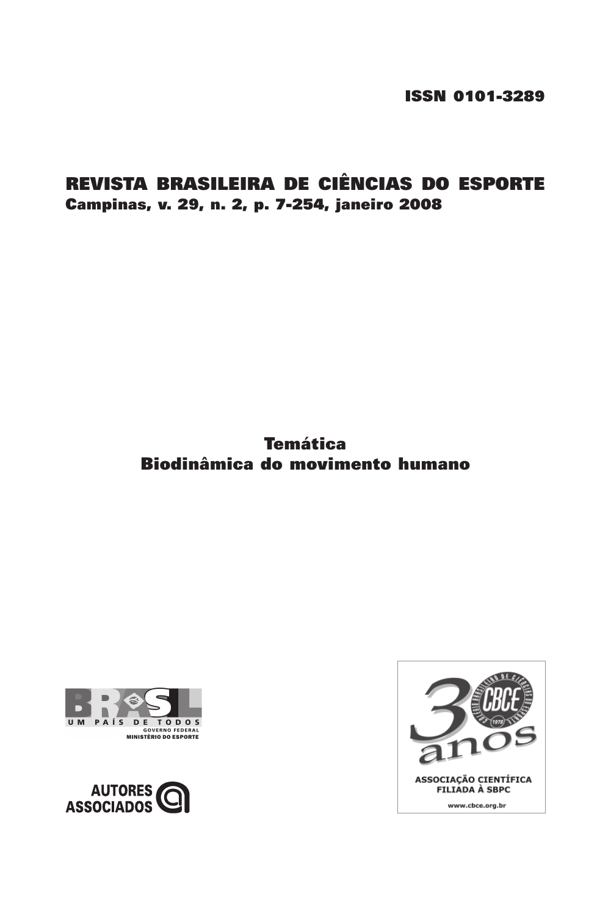ISSN 0101-3289

# REVISTA BRASILEIRA DE CIÊNCIAS DO ESPORTE

**Campinas, v. 29, n. 2, p. 7-254, janeiro 2008**

**Temática**
**Biodinâmica do movimento humano**

BRASIL
UM PAÍS DE TODOS
GOVERNO FEDERAL
MINISTÉRIO DO ESPORTE

AUTORES ASSOCIADOS

CBCE 30 anos
ASSOCIAÇÃO CIENTÍFICA FILIADA À SBPC
www.cbce.org.br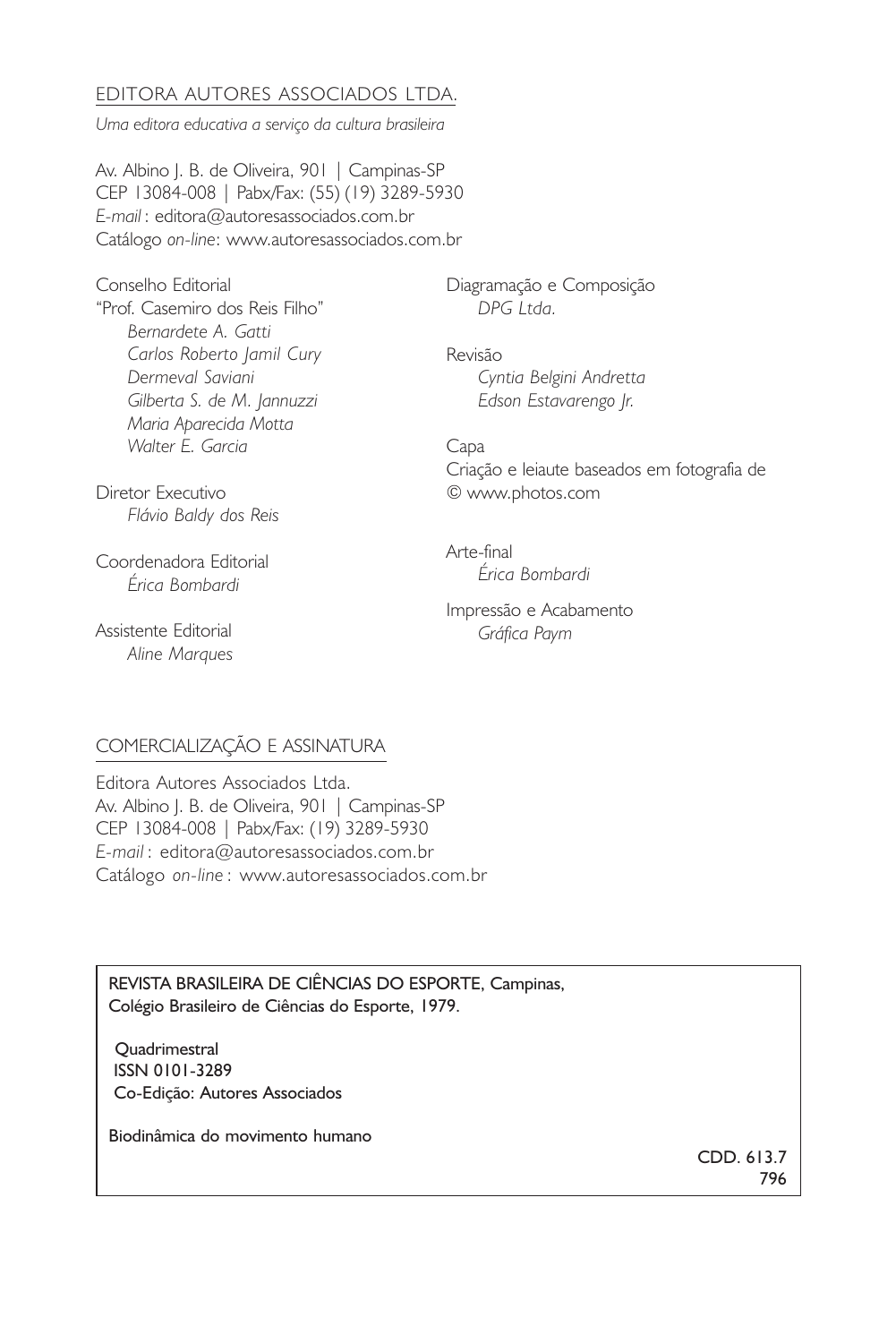EDITORA AUTORES ASSOCIADOS LTDA.

*Uma editora educativa a serviço da cultura brasileira*

Av. Albino J. B. de Oliveira, 901 | Campinas-SP
CEP 13084-008 | Pabx/Fax: (55) (19) 3289-5930
*E-mail* : editora@autoresassociados.com.br
Catálogo *on-line*: www.autoresassociados.com.br

Conselho Editorial
"Prof. Casemiro dos Reis Filho"
*Bernardete A. Gatti*
*Carlos Roberto Jamil Cury*
*Dermeval Saviani*
*Gilberta S. de M. Jannuzzi*
*Maria Aparecida Motta*
*Walter E. Garcia*

Diretor Executivo
*Flávio Baldy dos Reis*

Coordenadora Editorial
*Érica Bombardi*

Assistente Editorial
*Aline Marques*

Diagramação e Composição
*DPG Ltda.*

Revisão
*Cyntia Belgini Andretta*
*Edson Estavarengo Jr.*

Capa
Criação e leiaute baseados em fotografia de
© www.photos.com

Arte-final
*Érica Bombardi*

Impressão e Acabamento
*Gráfica Paym*

COMERCIALIZAÇÃO E ASSINATURA

Editora Autores Associados Ltda.
Av. Albino J. B. de Oliveira, 901 | Campinas-SP
CEP 13084-008 | Pabx/Fax: (19) 3289-5930
*E-mail* : editora@autoresassociados.com.br
Catálogo *on-line* : www.autoresassociados.com.br

REVISTA BRASILEIRA DE CIÊNCIAS DO ESPORTE, Campinas,
Colégio Brasileiro de Ciências do Esporte, 1979.

Quadrimestral
ISSN 0101-3289
Co-Edição: Autores Associados

Biodinâmica do movimento humano

CDD. 613.7
796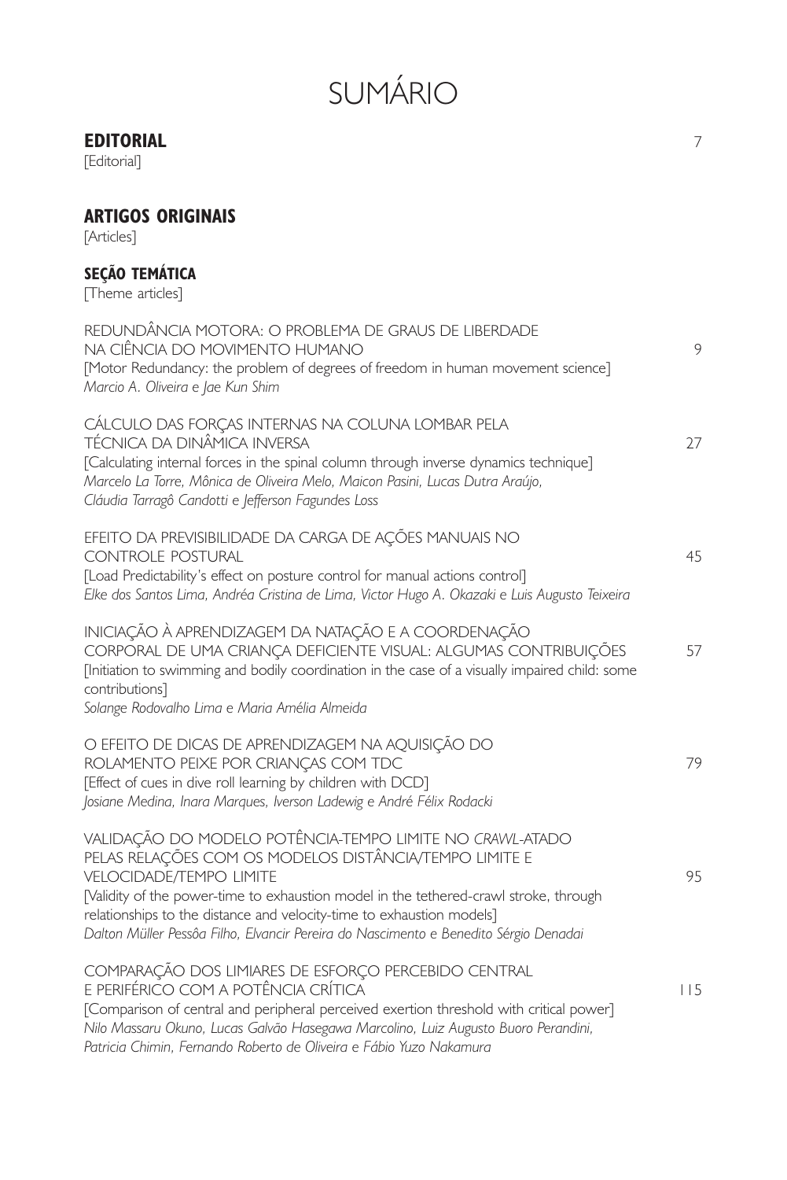# SUMÁRIO

## EDITORIAL 7

[Editorial]

## ARTIGOS ORIGINAIS

[Articles]

### SEÇÃO TEMÁTICA

[Theme articles]

REDUNDÂNCIA MOTORA: O PROBLEMA DE GRAUS DE LIBERDADE NA CIÊNCIA DO MOVIMENTO HUMANO 9
[Motor Redundancy: the problem of degrees of freedom in human movement science]
*Marcio A. Oliveira e Jae Kun Shim*

CÁLCULO DAS FORÇAS INTERNAS NA COLUNA LOMBAR PELA TÉCNICA DA DINÂMICA INVERSA 27
[Calculating internal forces in the spinal column through inverse dynamics technique]
*Marcelo La Torre, Mônica de Oliveira Melo, Maicon Pasini, Lucas Dutra Araújo, Cláudia Tarragô Candotti e Jefferson Fagundes Loss*

EFEITO DA PREVISIBILIDADE DA CARGA DE AÇÕES MANUAIS NO CONTROLE POSTURAL 45
[Load Predictability's effect on posture control for manual actions control]
*Elke dos Santos Lima, Andréa Cristina de Lima, Victor Hugo A. Okazaki e Luis Augusto Teixeira*

INICIAÇÃO À APRENDIZAGEM DA NATAÇÃO E A COORDENAÇÃO CORPORAL DE UMA CRIANÇA DEFICIENTE VISUAL: ALGUMAS CONTRIBUIÇÕES 57
[Initiation to swimming and bodily coordination in the case of a visually impaired child: some contributions]
*Solange Rodovalho Lima e Maria Amélia Almeida*

O EFEITO DE DICAS DE APRENDIZAGEM NA AQUISIÇÃO DO ROLAMENTO PEIXE POR CRIANÇAS COM TDC 79
[Effect of cues in dive roll learning by children with DCD]
*Josiane Medina, Inara Marques, Iverson Ladewig e André Félix Rodacki*

VALIDAÇÃO DO MODELO POTÊNCIA-TEMPO LIMITE NO *CRAWL*-ATADO PELAS RELAÇÕES COM OS MODELOS DISTÂNCIA/TEMPO LIMITE E VELOCIDADE/TEMPO LIMITE 95
[Validity of the power-time to exhaustion model in the tethered-crawl stroke, through relationships to the distance and velocity-time to exhaustion models]
*Dalton Müller Pessôa Filho, Elvancir Pereira do Nascimento e Benedito Sérgio Denadai*

COMPARAÇÃO DOS LIMIARES DE ESFORÇO PERCEBIDO CENTRAL E PERIFÉRICO COM A POTÊNCIA CRÍTICA 115
[Comparison of central and peripheral perceived exertion threshold with critical power]
*Nilo Massaru Okuno, Lucas Galvão Hasegawa Marcolino, Luiz Augusto Buoro Perandini, Patricia Chimin, Fernando Roberto de Oliveira e Fábio Yuzo Nakamura*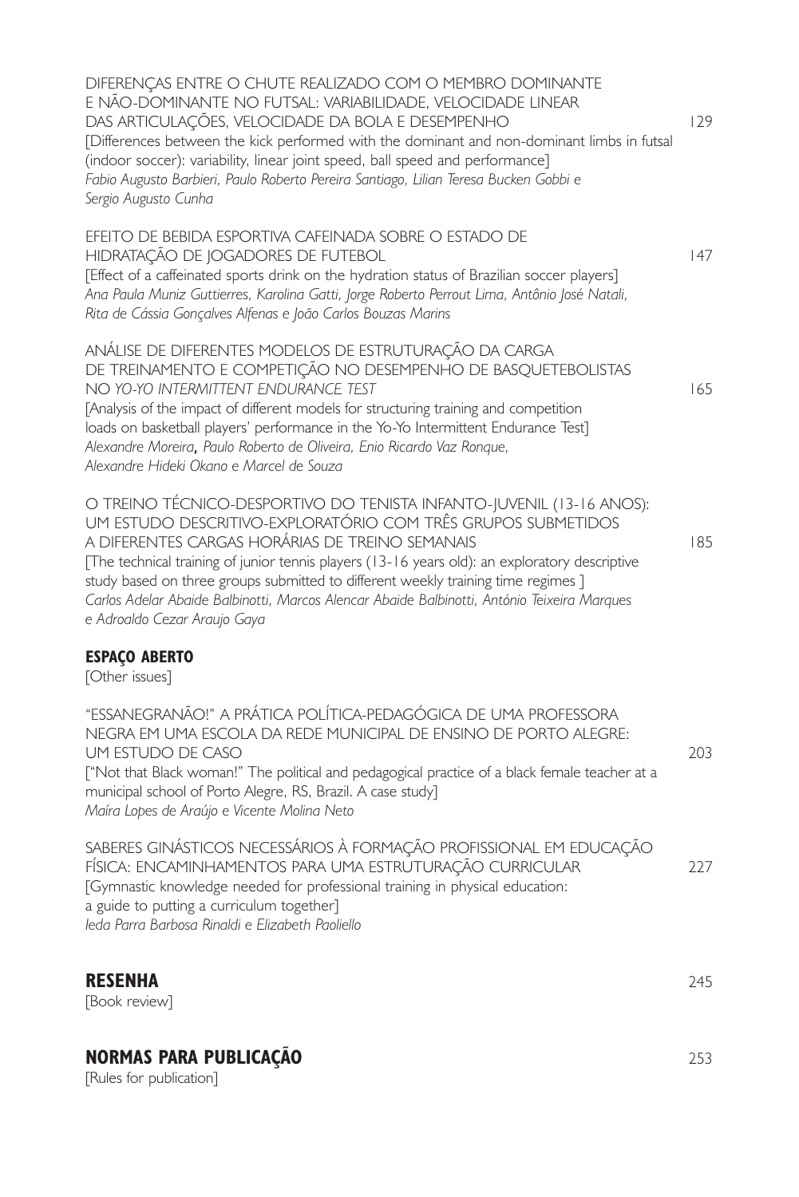DIFERENÇAS ENTRE O CHUTE REALIZADO COM O MEMBRO DOMINANTE E NÃO-DOMINANTE NO FUTSAL: VARIABILIDADE, VELOCIDADE LINEAR DAS ARTICULAÇÕES, VELOCIDADE DA BOLA E DESEMPENHO 129
[Differences between the kick performed with the dominant and non-dominant limbs in futsal (indoor soccer): variability, linear joint speed, ball speed and performance]
*Fabio Augusto Barbieri, Paulo Roberto Pereira Santiago, Lilian Teresa Bucken Gobbi e Sergio Augusto Cunha*

EFEITO DE BEBIDA ESPORTIVA CAFEINADA SOBRE O ESTADO DE HIDRATAÇÃO DE JOGADORES DE FUTEBOL 147
[Effect of a caffeinated sports drink on the hydration status of Brazilian soccer players]
*Ana Paula Muniz Guttierres, Karolina Gatti, Jorge Roberto Perrout Lima, Antônio José Natali, Rita de Cássia Gonçalves Alfenas e João Carlos Bouzas Marins*

ANÁLISE DE DIFERENTES MODELOS DE ESTRUTURAÇÃO DA CARGA DE TREINAMENTO E COMPETIÇÃO NO DESEMPENHO DE BASQUETEBOLISTAS NO *YO-YO INTERMITTENT ENDURANCE TEST* 165
[Analysis of the impact of different models for structuring training and competition loads on basketball players' performance in the Yo-Yo Intermittent Endurance Test]
*Alexandre Moreira, Paulo Roberto de Oliveira, Enio Ricardo Vaz Ronque, Alexandre Hideki Okano e Marcel de Souza*

O TREINO TÉCNICO-DESPORTIVO DO TENISTA INFANTO-JUVENIL (13-16 ANOS): UM ESTUDO DESCRITIVO-EXPLORATÓRIO COM TRÊS GRUPOS SUBMETIDOS A DIFERENTES CARGAS HORÁRIAS DE TREINO SEMANAIS 185
[The technical training of junior tennis players (13-16 years old): an exploratory descriptive study based on three groups submitted to different weekly training time regimes ]
*Carlos Adelar Abaide Balbinotti, Marcos Alencar Abaide Balbinotti, António Teixeira Marques e Adroaldo Cezar Araujo Gaya*

## ESPAÇO ABERTO
[Other issues]

"ESSANEGRANÃO!" A PRÁTICA POLÍTICA-PEDAGÓGICA DE UMA PROFESSORA NEGRA EM UMA ESCOLA DA REDE MUNICIPAL DE ENSINO DE PORTO ALEGRE: UM ESTUDO DE CASO 203
["Not that Black woman!" The political and pedagogical practice of a black female teacher at a municipal school of Porto Alegre, RS, Brazil. A case study]
*Maíra Lopes de Araújo e Vicente Molina Neto*

SABERES GINÁSTICOS NECESSÁRIOS À FORMAÇÃO PROFISSIONAL EM EDUCAÇÃO FÍSICA: ENCAMINHAMENTOS PARA UMA ESTRUTURAÇÃO CURRICULAR 227
[Gymnastic knowledge needed for professional training in physical education: a guide to putting a curriculum together]
*Ieda Parra Barbosa Rinaldi e Elizabeth Paoliello*

## RESENHA 245
[Book review]

## NORMAS PARA PUBLICAÇÃO 253
[Rules for publication]